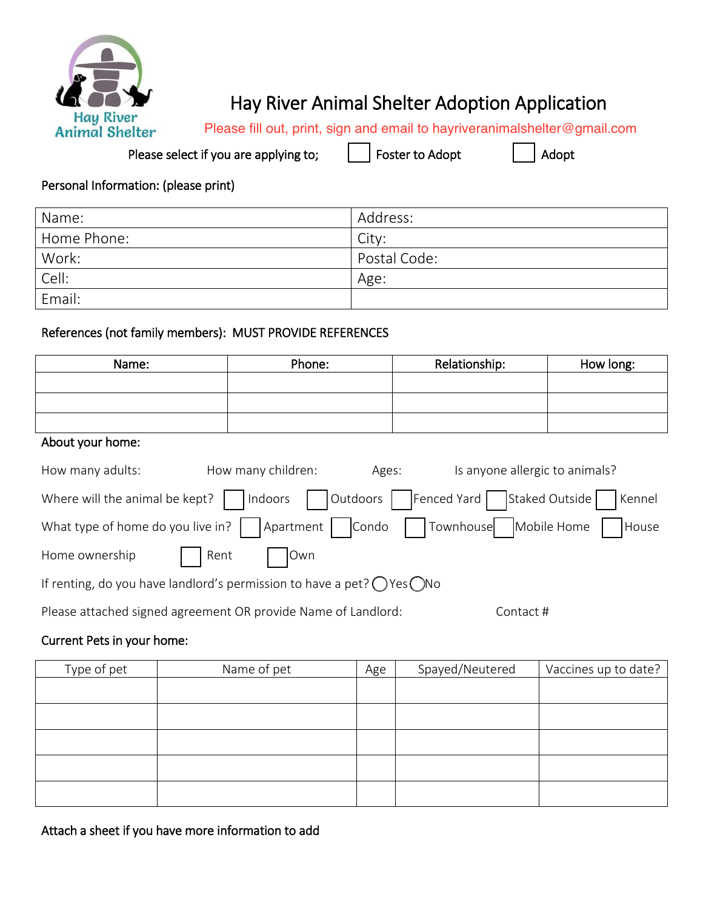# Hay River Animal Shelter Adoption Application

Please fill out, print, sign and email to hayriveranimalshelter@gmail.com

Please select if you are applying to; ☐ Foster to Adopt ☐ Adopt

Personal Information: (please print)

| Name: | Address: |
|---|---|
| Home Phone: | City: |
| Work: | Postal Code: |
| Cell: | Age: |
| Email: | |

References (not family members): MUST PROVIDE REFERENCES

| Name: | Phone: | Relationship: | How long: |
|---|---|---|---|
| | | | |
| | | | |
| | | | |

About your home:

How many adults: How many children: Ages: Is anyone allergic to animals?

Where will the animal be kept? ☐ Indoors ☐ Outdoors ☐ Fenced Yard ☐ Staked Outside ☐ Kennel

What type of home do you live in? ☐ Apartment ☐ Condo ☐ Townhouse ☐ Mobile Home ☐ House

Home ownership ☐ Rent ☐ Own

If renting, do you have landlord's permission to have a pet? ◯ Yes ◯ No

Please attached signed agreement OR provide Name of Landlord: Contact #

Current Pets in your home:

| Type of pet | Name of pet | Age | Spayed/Neutered | Vaccines up to date? |
|---|---|---|---|---|
| | | | | |
| | | | | |
| | | | | |
| | | | | |
| | | | | |

Attach a sheet if you have more information to add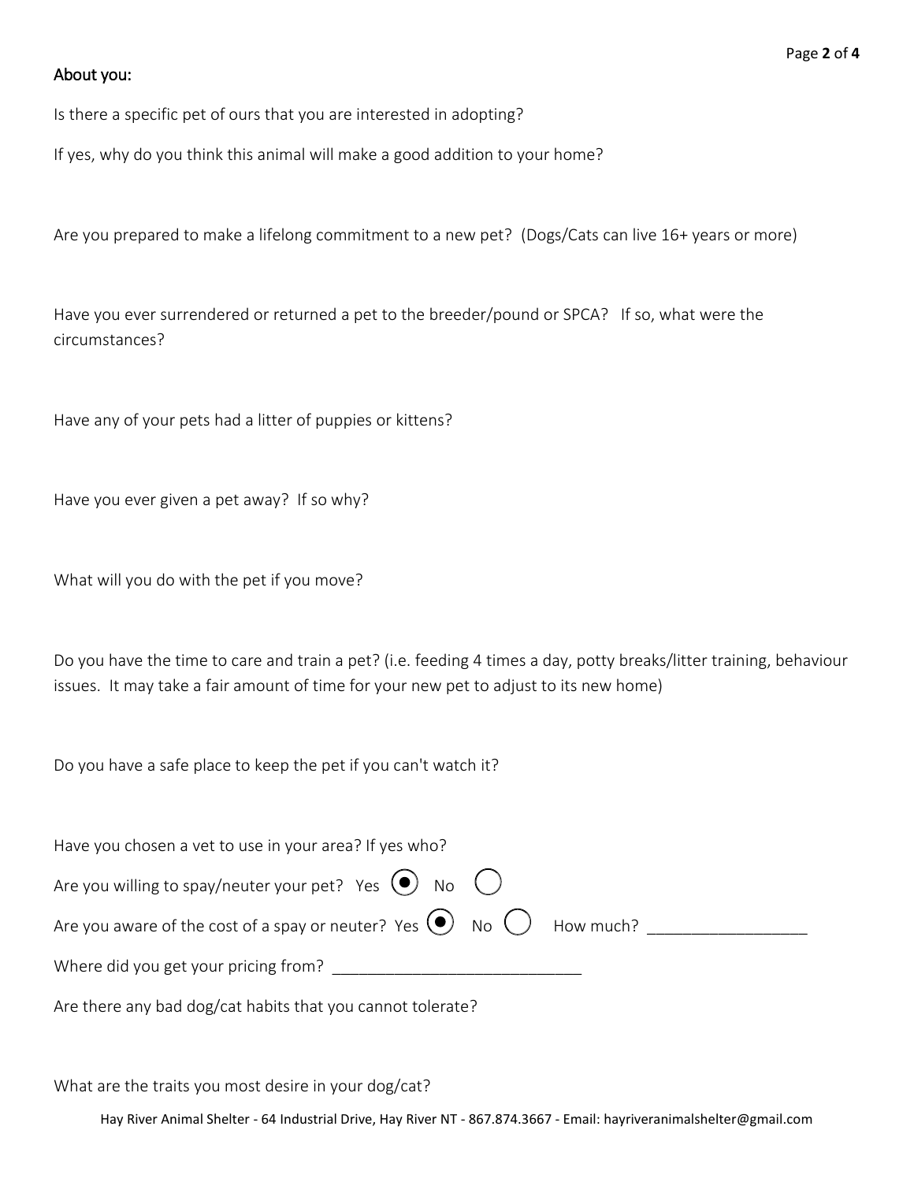About you:

Is there a specific pet of ours that you are interested in adopting?

If yes, why do you think this animal will make a good addition to your home?

Are you prepared to make a lifelong commitment to a new pet? (Dogs/Cats can live 16+ years or more)

Have you ever surrendered or returned a pet to the breeder/pound or SPCA? If so, what were the circumstances?

Have any of your pets had a litter of puppies or kittens?

Have you ever given a pet away? If so why?

What will you do with the pet if you move?

Do you have the time to care and train a pet? (i.e. feeding 4 times a day, potty breaks/litter training, behaviour issues. It may take a fair amount of time for your new pet to adjust to its new home)

Do you have a safe place to keep the pet if you can't watch it?

Have you chosen a vet to use in your area? If yes who?

Are you willing to spay/neuter your pet? Yes ◉ No ○

Are you aware of the cost of a spay or neuter? Yes ◉ No ○ How much? ___________________

Where did you get your pricing from? ____________________________

Are there any bad dog/cat habits that you cannot tolerate?

What are the traits you most desire in your dog/cat?

Hay River Animal Shelter - 64 Industrial Drive, Hay River NT - 867.874.3667 - Email: hayriveranimalshelter@gmail.com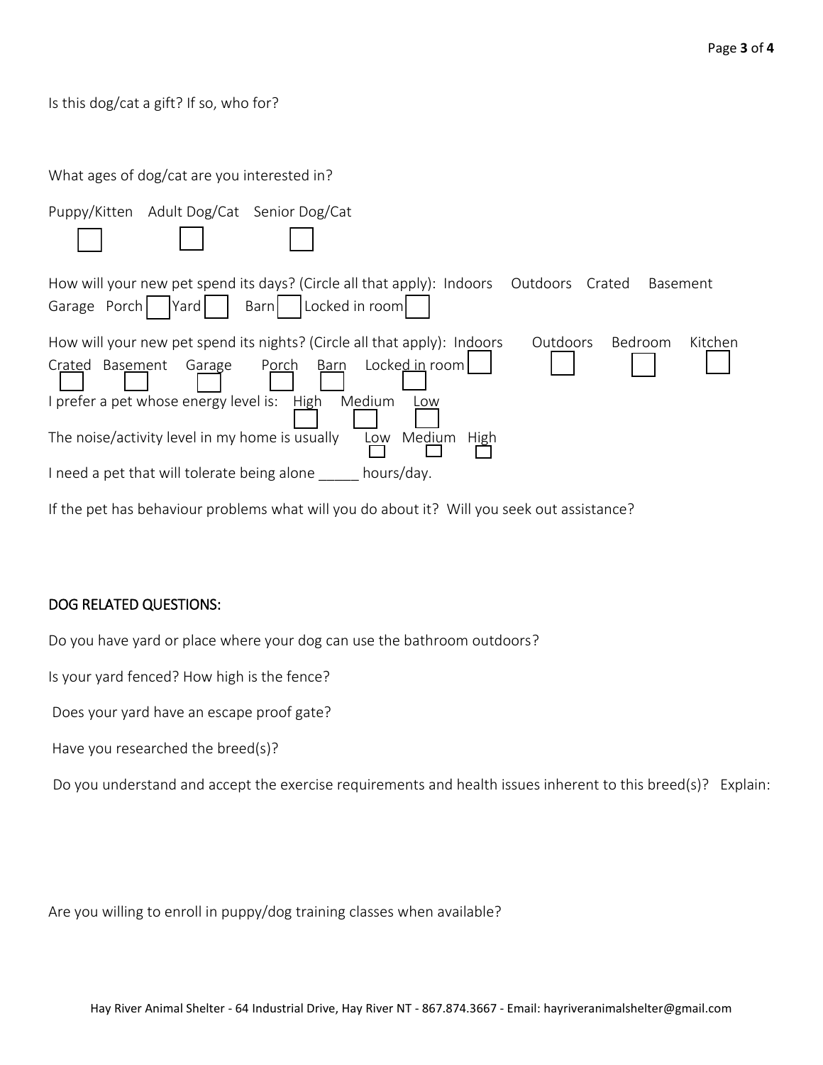Is this dog/cat a gift? If so, who for?

What ages of dog/cat are you interested in?

Puppy/Kitten ☐ Adult Dog/Cat ☐ Senior Dog/Cat ☐

How will your new pet spend its days? (Circle all that apply): Indoors Outdoors Crated Basement Garage Porch ☐ Yard ☐ Barn ☐ Locked in room ☐

How will your new pet spend its nights? (Circle all that apply): Indoors ☐ Outdoors ☐ Bedroom ☐ Kitchen ☐ Crated ☐ Basement ☐ Garage ☐ Porch ☐ Barn ☐ Locked in room ☐

I prefer a pet whose energy level is: High ☐ Medium ☐ Low ☐

The noise/activity level in my home is usually Low ☐ Medium ☐ High ☐

I need a pet that will tolerate being alone _____ hours/day.

If the pet has behaviour problems what will you do about it? Will you seek out assistance?

## DOG RELATED QUESTIONS:

Do you have yard or place where your dog can use the bathroom outdoors?

Is your yard fenced? How high is the fence?

Does your yard have an escape proof gate?

Have you researched the breed(s)?

Do you understand and accept the exercise requirements and health issues inherent to this breed(s)? Explain:

Are you willing to enroll in puppy/dog training classes when available?

Hay River Animal Shelter - 64 Industrial Drive, Hay River NT - 867.874.3667 - Email: hayriveranimalshelter@gmail.com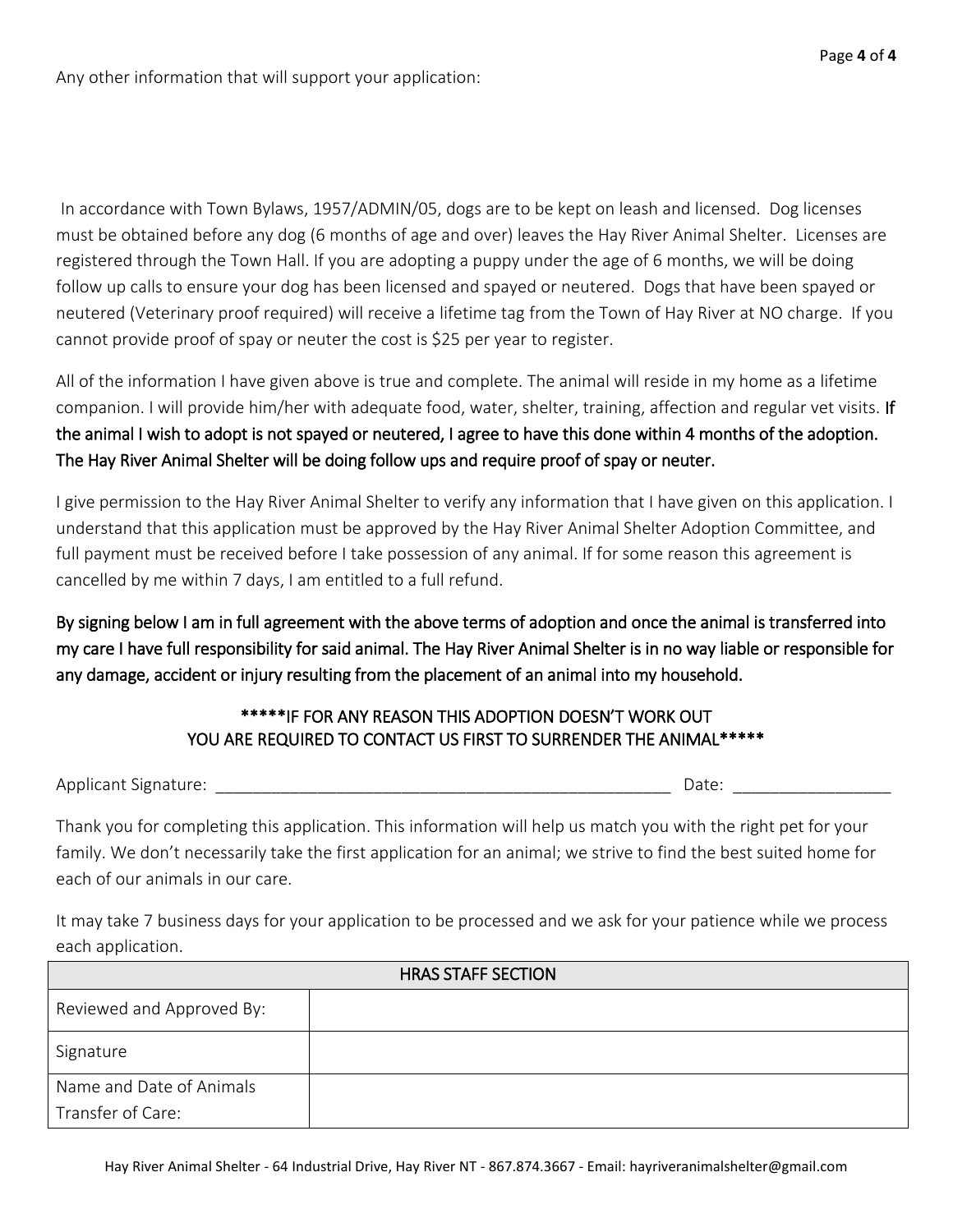Any other information that will support your application:

In accordance with Town Bylaws, 1957/ADMIN/05, dogs are to be kept on leash and licensed. Dog licenses must be obtained before any dog (6 months of age and over) leaves the Hay River Animal Shelter. Licenses are registered through the Town Hall. If you are adopting a puppy under the age of 6 months, we will be doing follow up calls to ensure your dog has been licensed and spayed or neutered. Dogs that have been spayed or neutered (Veterinary proof required) will receive a lifetime tag from the Town of Hay River at NO charge. If you cannot provide proof of spay or neuter the cost is $25 per year to register.

All of the information I have given above is true and complete. The animal will reside in my home as a lifetime companion. I will provide him/her with adequate food, water, shelter, training, affection and regular vet visits. **If the animal I wish to adopt is not spayed or neutered, I agree to have this done within 4 months of the adoption. The Hay River Animal Shelter will be doing follow ups and require proof of spay or neuter.**

I give permission to the Hay River Animal Shelter to verify any information that I have given on this application. I understand that this application must be approved by the Hay River Animal Shelter Adoption Committee, and full payment must be received before I take possession of any animal. If for some reason this agreement is cancelled by me within 7 days, I am entitled to a full refund.

**By signing below I am in full agreement with the above terms of adoption and once the animal is transferred into my care I have full responsibility for said animal. The Hay River Animal Shelter is in no way liable or responsible for any damage, accident or injury resulting from the placement of an animal into my household.**

**\*\*\*\*\*IF FOR ANY REASON THIS ADOPTION DOESN'T WORK OUT YOU ARE REQUIRED TO CONTACT US FIRST TO SURRENDER THE ANIMAL\*\*\*\*\***

Applicant Signature: ____________________________________________________ Date: _________________

Thank you for completing this application. This information will help us match you with the right pet for your family. We don't necessarily take the first application for an animal; we strive to find the best suited home for each of our animals in our care.

It may take 7 business days for your application to be processed and we ask for your patience while we process each application.

| HRAS STAFF SECTION | |
|---|---|
| Reviewed and Approved By: | |
| Signature | |
| Name and Date of Animals Transfer of Care: | |

Hay River Animal Shelter - 64 Industrial Drive, Hay River NT - 867.874.3667 - Email: hayriveranimalshelter@gmail.com